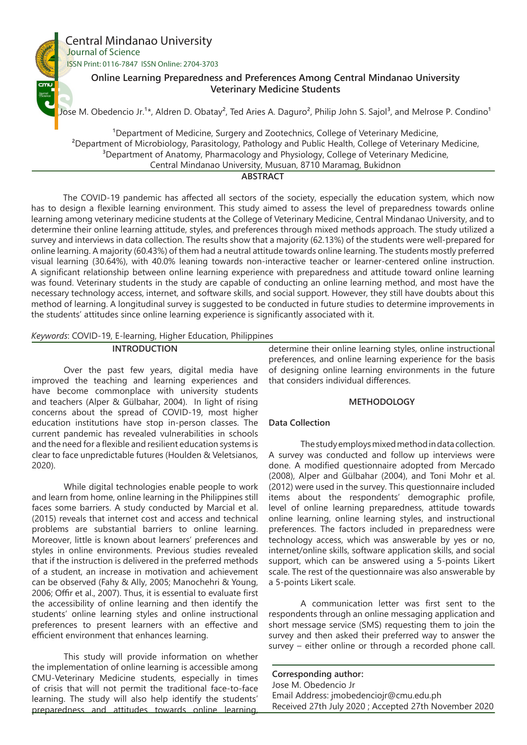Central Mindanao University
Journal of Science
ISSN Print: 0116-7847 ISSN Online: 2704-3703

# Online Learning Preparedness and Preferences Among Central Mindanao University Veterinary Medicine Students

Jose M. Obedencio Jr.[1]*, Aldren D. Obatay[2], Ted Aries A. Daguro[2], Philip John S. Sajol[3], and Melrose P. Condino[1]

[1]Department of Medicine, Surgery and Zootechnics, College of Veterinary Medicine,
[2]Department of Microbiology, Parasitology, Pathology and Public Health, College of Veterinary Medicine,
[3]Department of Anatomy, Pharmacology and Physiology, College of Veterinary Medicine,
Central Mindanao University, Musuan, 8710 Maramag, Bukidnon

## ABSTRACT

The COVID-19 pandemic has affected all sectors of the society, especially the education system, which now has to design a flexible learning environment. This study aimed to assess the level of preparedness towards online learning among veterinary medicine students at the College of Veterinary Medicine, Central Mindanao University, and to determine their online learning attitude, styles, and preferences through mixed methods approach. The study utilized a survey and interviews in data collection. The results show that a majority (62.13%) of the students were well-prepared for online learning. A majority (60.43%) of them had a neutral attitude towards online learning. The students mostly preferred visual learning (30.64%), with 40.0% leaning towards non-interactive teacher or learner-centered online instruction. A significant relationship between online learning experience with preparedness and attitude toward online learning was found. Veterinary students in the study are capable of conducting an online learning method, and most have the necessary technology access, internet, and software skills, and social support. However, they still have doubts about this method of learning. A longitudinal survey is suggested to be conducted in future studies to determine improvements in the students' attitudes since online learning experience is significantly associated with it.

*Keywords*: COVID-19, E-learning, Higher Education, Philippines

## INTRODUCTION

Over the past few years, digital media have improved the teaching and learning experiences and have become commonplace with university students and teachers (Alper & Gülbahar, 2004). In light of rising concerns about the spread of COVID-19, most higher education institutions have stop in-person classes. The current pandemic has revealed vulnerabilities in schools and the need for a flexible and resilient education systems is clear to face unpredictable futures (Houlden & Veletsianos, 2020).

While digital technologies enable people to work and learn from home, online learning in the Philippines still faces some barriers. A study conducted by Marcial et al. (2015) reveals that internet cost and access and technical problems are substantial barriers to online learning. Moreover, little is known about learners' preferences and styles in online environments. Previous studies revealed that if the instruction is delivered in the preferred methods of a student, an increase in motivation and achievement can be observed (Fahy & Ally, 2005; Manochehri & Young, 2006; Offir et al., 2007). Thus, it is essential to evaluate first the accessibility of online learning and then identify the students' online learning styles and online instructional preferences to present learners with an effective and efficient environment that enhances learning.

This study will provide information on whether the implementation of online learning is accessible among CMU-Veterinary Medicine students, especially in times of crisis that will not permit the traditional face-to-face learning. The study will also help identify the students' preparedness and attitudes towards online learning, determine their online learning styles, online instructional preferences, and online learning experience for the basis of designing online learning environments in the future that considers individual differences.

## METHODOLOGY

### Data Collection

The study employs mixed method in data collection. A survey was conducted and follow up interviews were done. A modified questionnaire adopted from Mercado (2008), Alper and Gülbahar (2004), and Toni Mohr et al. (2012) were used in the survey. This questionnaire included items about the respondents' demographic profile, level of online learning preparedness, attitude towards online learning, online learning styles, and instructional preferences. The factors included in preparedness were technology access, which was answerable by yes or no, internet/online skills, software application skills, and social support, which can be answered using a 5-points Likert scale. The rest of the questionnaire was also answerable by a 5-points Likert scale.

A communication letter was first sent to the respondents through an online messaging application and short message service (SMS) requesting them to join the survey and then asked their preferred way to answer the survey – either online or through a recorded phone call.

**Corresponding author:**
Jose M. Obedencio Jr
Email Address: jmobedenciojr@cmu.edu.ph
Received 27th July 2020 ; Accepted 27th November 2020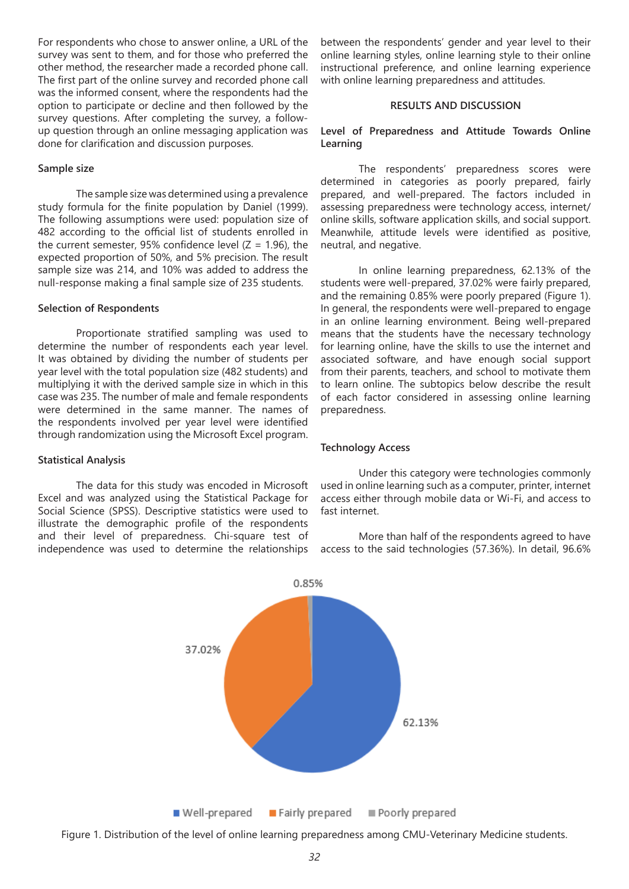For respondents who chose to answer online, a URL of the survey was sent to them, and for those who preferred the other method, the researcher made a recorded phone call. The first part of the online survey and recorded phone call was the informed consent, where the respondents had the option to participate or decline and then followed by the survey questions. After completing the survey, a follow-up question through an online messaging application was done for clarification and discussion purposes.

#### Sample size

The sample size was determined using a prevalence study formula for the finite population by Daniel (1999). The following assumptions were used: population size of 482 according to the official list of students enrolled in the current semester, 95% confidence level ($Z = 1.96$), the expected proportion of 50%, and 5% precision. The result sample size was 214, and 10% was added to address the null-response making a final sample size of 235 students.

#### Selection of Respondents

Proportionate stratified sampling was used to determine the number of respondents each year level. It was obtained by dividing the number of students per year level with the total population size (482 students) and multiplying it with the derived sample size in which in this case was 235. The number of male and female respondents were determined in the same manner. The names of the respondents involved per year level were identified through randomization using the Microsoft Excel program.

#### Statistical Analysis

The data for this study was encoded in Microsoft Excel and was analyzed using the Statistical Package for Social Science (SPSS). Descriptive statistics were used to illustrate the demographic profile of the respondents and their level of preparedness. Chi-square test of independence was used to determine the relationships between the respondents' gender and year level to their online learning styles, online learning style to their online instructional preference, and online learning experience with online learning preparedness and attitudes.

## RESULTS AND DISCUSSION

### Level of Preparedness and Attitude Towards Online Learning

The respondents' preparedness scores were determined in categories as poorly prepared, fairly prepared, and well-prepared. The factors included in assessing preparedness were technology access, internet/online skills, software application skills, and social support. Meanwhile, attitude levels were identified as positive, neutral, and negative.

In online learning preparedness, 62.13% of the students were well-prepared, 37.02% were fairly prepared, and the remaining 0.85% were poorly prepared (Figure 1). In general, the respondents were well-prepared to engage in an online learning environment. Being well-prepared means that the students have the necessary technology for learning online, have the skills to use the internet and associated software, and have enough social support from their parents, teachers, and school to motivate them to learn online. The subtopics below describe the result of each factor considered in assessing online learning preparedness.

#### Technology Access

Under this category were technologies commonly used in online learning such as a computer, printer, internet access either through mobile data or Wi-Fi, and access to fast internet.

More than half of the respondents agreed to have access to the said technologies (57.36%). In detail, 96.6%

Figure 1. Distribution of the level of online learning preparedness among CMU-Veterinary Medicine students.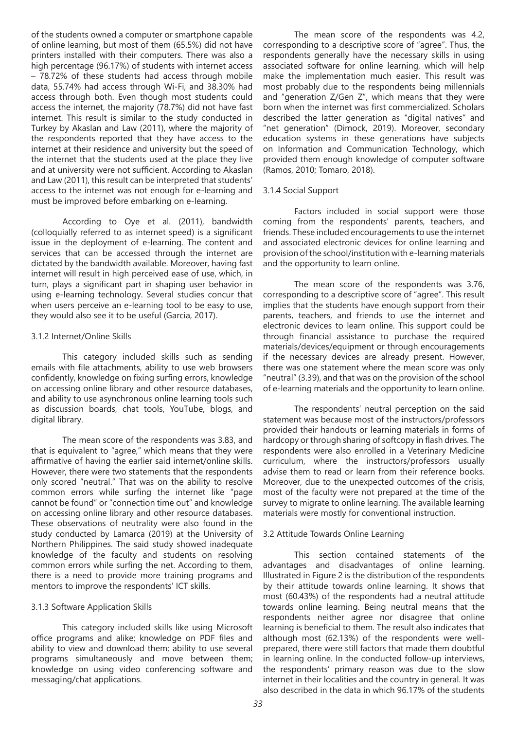of the students owned a computer or smartphone capable of online learning, but most of them (65.5%) did not have printers installed with their computers. There was also a high percentage (96.17%) of students with internet access – 78.72% of these students had access through mobile data, 55.74% had access through Wi-Fi, and 38.30% had access through both. Even though most students could access the internet, the majority (78.7%) did not have fast internet. This result is similar to the study conducted in Turkey by Akaslan and Law (2011), where the majority of the respondents reported that they have access to the internet at their residence and university but the speed of the internet that the students used at the place they live and at university were not sufficient. According to Akaslan and Law (2011), this result can be interpreted that students' access to the internet was not enough for e-learning and must be improved before embarking on e-learning.

According to Oye et al. (2011), bandwidth (colloquially referred to as internet speed) is a significant issue in the deployment of e-learning. The content and services that can be accessed through the internet are dictated by the bandwidth available. Moreover, having fast internet will result in high perceived ease of use, which, in turn, plays a significant part in shaping user behavior in using e-learning technology. Several studies concur that when users perceive an e-learning tool to be easy to use, they would also see it to be useful (Garcia, 2017).

### 3.1.2 Internet/Online Skills

This category included skills such as sending emails with file attachments, ability to use web browsers confidently, knowledge on fixing surfing errors, knowledge on accessing online library and other resource databases, and ability to use asynchronous online learning tools such as discussion boards, chat tools, YouTube, blogs, and digital library.

The mean score of the respondents was 3.83, and that is equivalent to "agree," which means that they were affirmative of having the earlier said internet/online skills. However, there were two statements that the respondents only scored "neutral." That was on the ability to resolve common errors while surfing the internet like "page cannot be found" or "connection time out" and knowledge on accessing online library and other resource databases. These observations of neutrality were also found in the study conducted by Lamarca (2019) at the University of Northern Philippines. The said study showed inadequate knowledge of the faculty and students on resolving common errors while surfing the net. According to them, there is a need to provide more training programs and mentors to improve the respondents' ICT skills.

### 3.1.3 Software Application Skills

This category included skills like using Microsoft office programs and alike; knowledge on PDF files and ability to view and download them; ability to use several programs simultaneously and move between them; knowledge on using video conferencing software and messaging/chat applications.

The mean score of the respondents was 4.2, corresponding to a descriptive score of "agree". Thus, the respondents generally have the necessary skills in using associated software for online learning, which will help make the implementation much easier. This result was most probably due to the respondents being millennials and "generation Z/Gen Z", which means that they were born when the internet was first commercialized. Scholars described the latter generation as "digital natives" and "net generation" (Dimock, 2019). Moreover, secondary education systems in these generations have subjects on Information and Communication Technology, which provided them enough knowledge of computer software (Ramos, 2010; Tomaro, 2018).

### 3.1.4 Social Support

Factors included in social support were those coming from the respondents' parents, teachers, and friends. These included encouragements to use the internet and associated electronic devices for online learning and provision of the school/institution with e-learning materials and the opportunity to learn online.

The mean score of the respondents was 3.76, corresponding to a descriptive score of "agree". This result implies that the students have enough support from their parents, teachers, and friends to use the internet and electronic devices to learn online. This support could be through financial assistance to purchase the required materials/devices/equipment or through encouragements if the necessary devices are already present. However, there was one statement where the mean score was only "neutral" (3.39), and that was on the provision of the school of e-learning materials and the opportunity to learn online.

The respondents' neutral perception on the said statement was because most of the instructors/professors provided their handouts or learning materials in forms of hardcopy or through sharing of softcopy in flash drives. The respondents were also enrolled in a Veterinary Medicine curriculum, where the instructors/professors usually advise them to read or learn from their reference books. Moreover, due to the unexpected outcomes of the crisis, most of the faculty were not prepared at the time of the survey to migrate to online learning. The available learning materials were mostly for conventional instruction.

## 3.2 Attitude Towards Online Learning

This section contained statements of the advantages and disadvantages of online learning. Illustrated in Figure 2 is the distribution of the respondents by their attitude towards online learning. It shows that most (60.43%) of the respondents had a neutral attitude towards online learning. Being neutral means that the respondents neither agree nor disagree that online learning is beneficial to them. The result also indicates that although most (62.13%) of the respondents were well-prepared, there were still factors that made them doubtful in learning online. In the conducted follow-up interviews, the respondents' primary reason was due to the slow internet in their localities and the country in general. It was also described in the data in which 96.17% of the students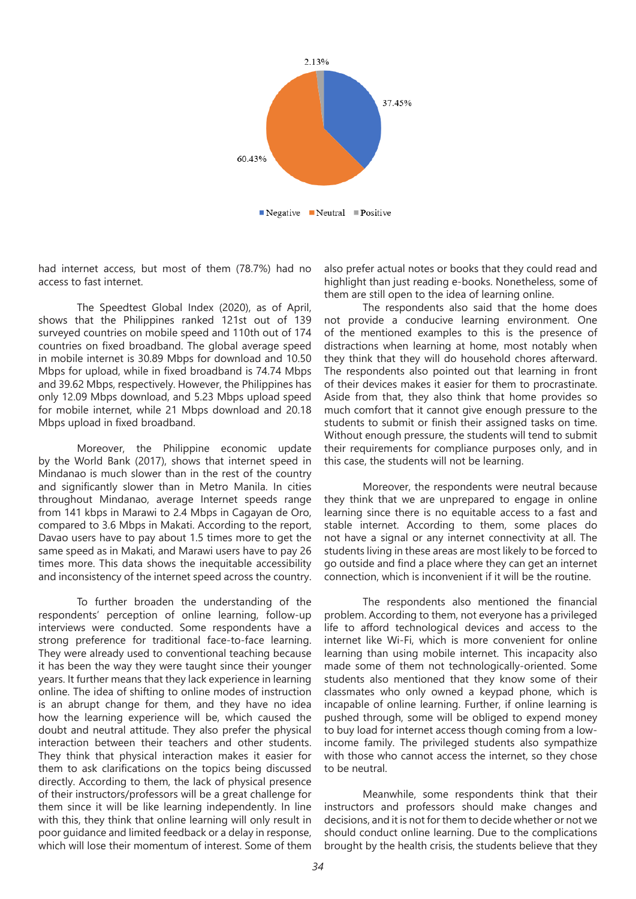2.13%

37.45%

60.43%

Negative Neutral Positive

had internet access, but most of them (78.7%) had no access to fast internet.

The Speedtest Global Index (2020), as of April, shows that the Philippines ranked 121st out of 139 surveyed countries on mobile speed and 110th out of 174 countries on fixed broadband. The global average speed in mobile internet is 30.89 Mbps for download and 10.50 Mbps for upload, while in fixed broadband is 74.74 Mbps and 39.62 Mbps, respectively. However, the Philippines has only 12.09 Mbps download, and 5.23 Mbps upload speed for mobile internet, while 21 Mbps download and 20.18 Mbps upload in fixed broadband.

Moreover, the Philippine economic update by the World Bank (2017), shows that internet speed in Mindanao is much slower than in the rest of the country and significantly slower than in Metro Manila. In cities throughout Mindanao, average Internet speeds range from 141 kbps in Marawi to 2.4 Mbps in Cagayan de Oro, compared to 3.6 Mbps in Makati. According to the report, Davao users have to pay about 1.5 times more to get the same speed as in Makati, and Marawi users have to pay 26 times more. This data shows the inequitable accessibility and inconsistency of the internet speed across the country.

To further broaden the understanding of the respondents' perception of online learning, follow-up interviews were conducted. Some respondents have a strong preference for traditional face-to-face learning. They were already used to conventional teaching because it has been the way they were taught since their younger years. It further means that they lack experience in learning online. The idea of shifting to online modes of instruction is an abrupt change for them, and they have no idea how the learning experience will be, which caused the doubt and neutral attitude. They also prefer the physical interaction between their teachers and other students. They think that physical interaction makes it easier for them to ask clarifications on the topics being discussed directly. According to them, the lack of physical presence of their instructors/professors will be a great challenge for them since it will be like learning independently. In line with this, they think that online learning will only result in poor guidance and limited feedback or a delay in response, which will lose their momentum of interest. Some of them also prefer actual notes or books that they could read and highlight than just reading e-books. Nonetheless, some of them are still open to the idea of learning online.

The respondents also said that the home does not provide a conducive learning environment. One of the mentioned examples to this is the presence of distractions when learning at home, most notably when they think that they will do household chores afterward. The respondents also pointed out that learning in front of their devices makes it easier for them to procrastinate. Aside from that, they also think that home provides so much comfort that it cannot give enough pressure to the students to submit or finish their assigned tasks on time. Without enough pressure, the students will tend to submit their requirements for compliance purposes only, and in this case, the students will not be learning.

Moreover, the respondents were neutral because they think that we are unprepared to engage in online learning since there is no equitable access to a fast and stable internet. According to them, some places do not have a signal or any internet connectivity at all. The students living in these areas are most likely to be forced to go outside and find a place where they can get an internet connection, which is inconvenient if it will be the routine.

The respondents also mentioned the financial problem. According to them, not everyone has a privileged life to afford technological devices and access to the internet like Wi-Fi, which is more convenient for online learning than using mobile internet. This incapacity also made some of them not technologically-oriented. Some students also mentioned that they know some of their classmates who only owned a keypad phone, which is incapable of online learning. Further, if online learning is pushed through, some will be obliged to expend money to buy load for internet access though coming from a low-income family. The privileged students also sympathize with those who cannot access the internet, so they chose to be neutral.

Meanwhile, some respondents think that their instructors and professors should make changes and decisions, and it is not for them to decide whether or not we should conduct online learning. Due to the complications brought by the health crisis, the students believe that they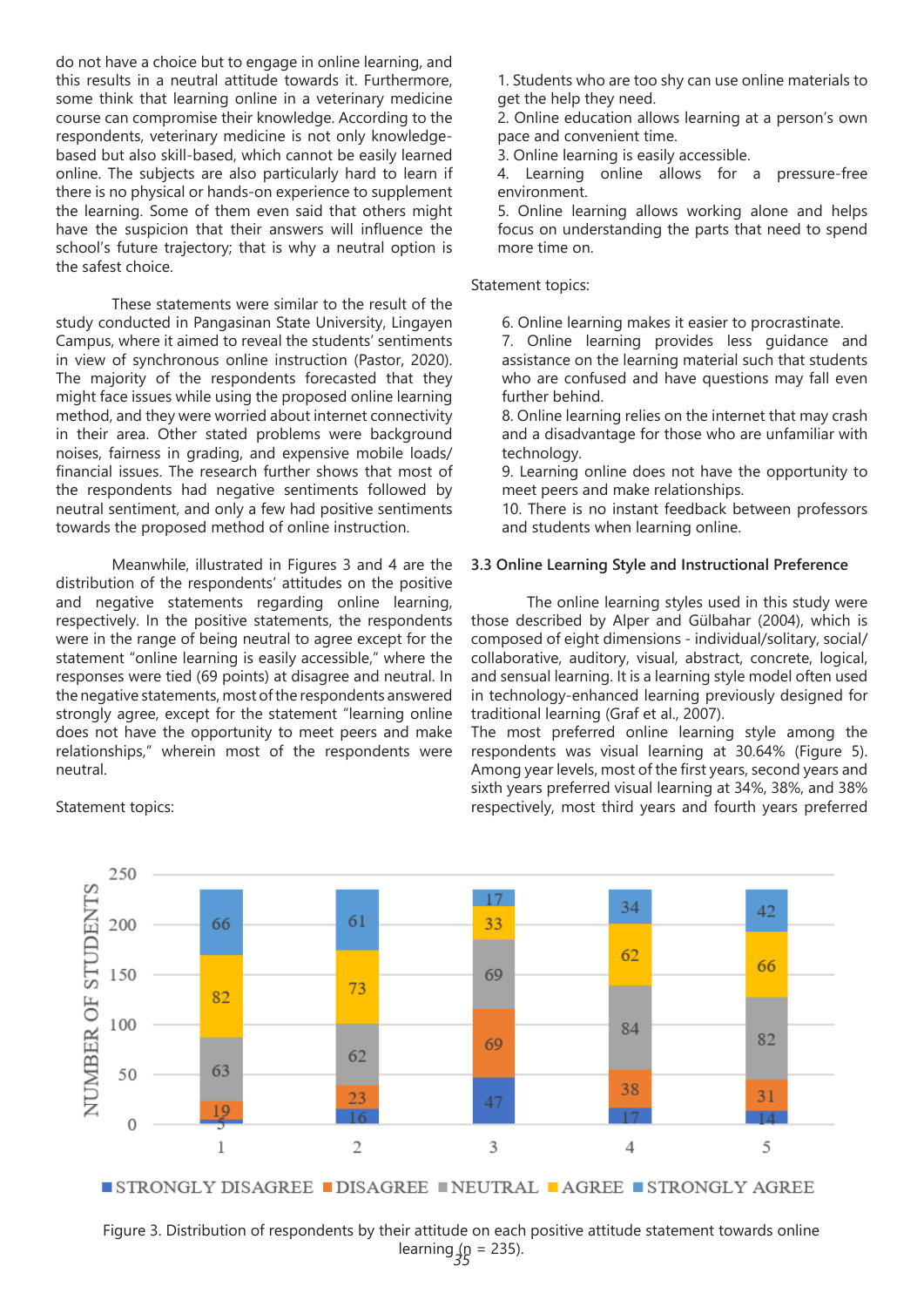do not have a choice but to engage in online learning, and this results in a neutral attitude towards it. Furthermore, some think that learning online in a veterinary medicine course can compromise their knowledge. According to the respondents, veterinary medicine is not only knowledge-based but also skill-based, which cannot be easily learned online. The subjects are also particularly hard to learn if there is no physical or hands-on experience to supplement the learning. Some of them even said that others might have the suspicion that their answers will influence the school's future trajectory; that is why a neutral option is the safest choice.

These statements were similar to the result of the study conducted in Pangasinan State University, Lingayen Campus, where it aimed to reveal the students' sentiments in view of synchronous online instruction (Pastor, 2020). The majority of the respondents forecasted that they might face issues while using the proposed online learning method, and they were worried about internet connectivity in their area. Other stated problems were background noises, fairness in grading, and expensive mobile loads/financial issues. The research further shows that most of the respondents had negative sentiments followed by neutral sentiment, and only a few had positive sentiments towards the proposed method of online instruction.

Meanwhile, illustrated in Figures 3 and 4 are the distribution of the respondents' attitudes on the positive and negative statements regarding online learning, respectively. In the positive statements, the respondents were in the range of being neutral to agree except for the statement "online learning is easily accessible," where the responses were tied (69 points) at disagree and neutral. In the negative statements, most of the respondents answered strongly agree, except for the statement "learning online does not have the opportunity to meet peers and make relationships," wherein most of the respondents were neutral.

Statement topics:

1. Students who are too shy can use online materials to get the help they need.
2. Online education allows learning at a person's own pace and convenient time.
3. Online learning is easily accessible.
4. Learning online allows for a pressure-free environment.
5. Online learning allows working alone and helps focus on understanding the parts that need to spend more time on.

Statement topics:

6. Online learning makes it easier to procrastinate.
7. Online learning provides less guidance and assistance on the learning material such that students who are confused and have questions may fall even further behind.
8. Online learning relies on the internet that may crash and a disadvantage for those who are unfamiliar with technology.
9. Learning online does not have the opportunity to meet peers and make relationships.
10. There is no instant feedback between professors and students when learning online.

### 3.3 Online Learning Style and Instructional Preference

The online learning styles used in this study were those described by Alper and Gülbahar (2004), which is composed of eight dimensions - individual/solitary, social/collaborative, auditory, visual, abstract, concrete, logical, and sensual learning. It is a learning style model often used in technology-enhanced learning previously designed for traditional learning (Graf et al., 2007).

The most preferred online learning style among the respondents was visual learning at 30.64% (Figure 5). Among year levels, most of the first years, second years and sixth years preferred visual learning at 34%, 38%, and 38% respectively, most third years and fourth years preferred

| Statement | Strongly Disagree | Disagree | Neutral | Agree | Strongly Agree |
|---|---|---|---|---|---|
| 1 | 5 | 19 | 63 | 82 | 66 |
| 2 | 16 | 23 | 62 | 73 | 61 |
| 3 | 47 | 69 | 69 | 33 | 17 |
| 4 | 17 | 38 | 84 | 62 | 34 |
| 5 | 14 | 31 | 82 | 66 | 42 |

Figure 3. Distribution of respondents by their attitude on each positive attitude statement towards online learning (n = 235).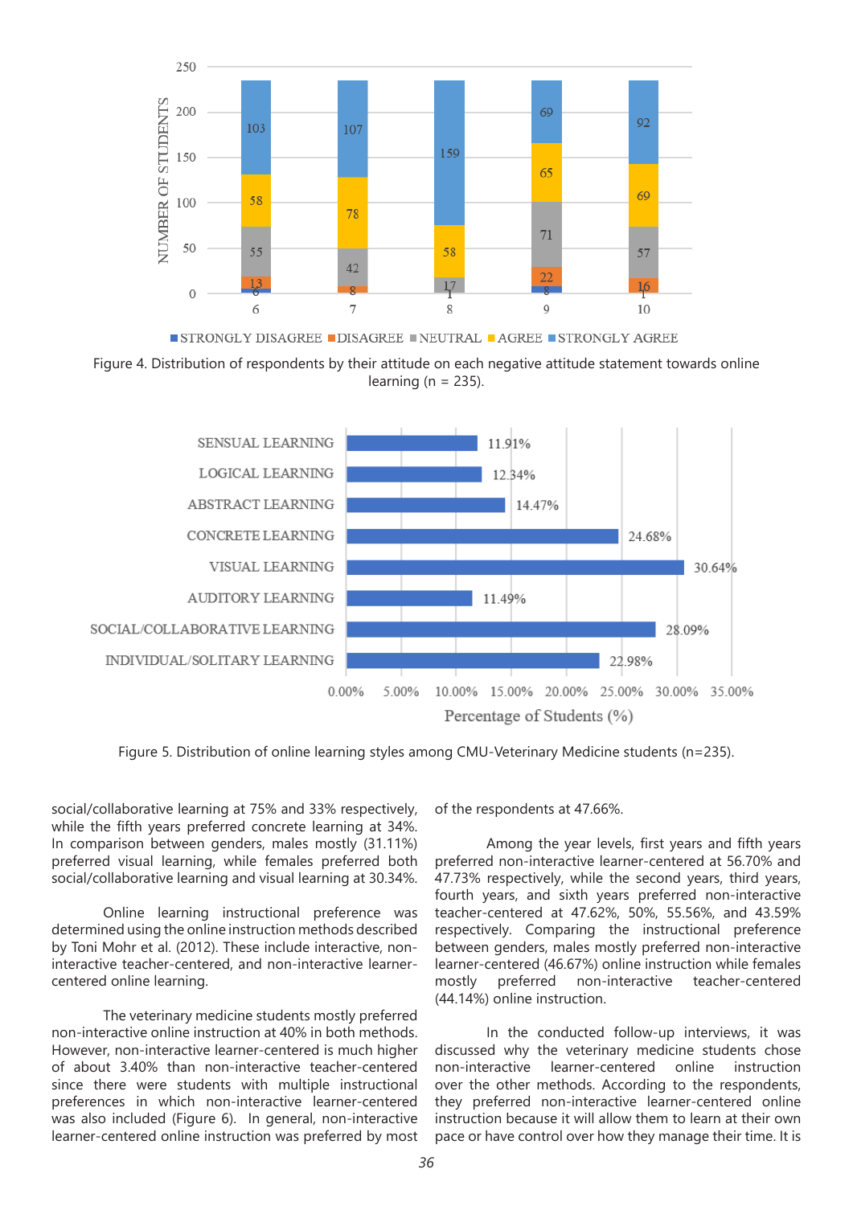Figure 4. Distribution of respondents by their attitude on each negative attitude statement towards online learning (n = 235).

Figure 5. Distribution of online learning styles among CMU-Veterinary Medicine students (n=235).

social/collaborative learning at 75% and 33% respectively, while the fifth years preferred concrete learning at 34%. In comparison between genders, males mostly (31.11%) preferred visual learning, while females preferred both social/collaborative learning and visual learning at 30.34%.

Online learning instructional preference was determined using the online instruction methods described by Toni Mohr et al. (2012). These include interactive, non-interactive teacher-centered, and non-interactive learner-centered online learning.

The veterinary medicine students mostly preferred non-interactive online instruction at 40% in both methods. However, non-interactive learner-centered is much higher of about 3.40% than non-interactive teacher-centered since there were students with multiple instructional preferences in which non-interactive learner-centered was also included (Figure 6). In general, non-interactive learner-centered online instruction was preferred by most of the respondents at 47.66%.

Among the year levels, first years and fifth years preferred non-interactive learner-centered at 56.70% and 47.73% respectively, while the second years, third years, fourth years, and sixth years preferred non-interactive teacher-centered at 47.62%, 50%, 55.56%, and 43.59% respectively. Comparing the instructional preference between genders, males mostly preferred non-interactive learner-centered (46.67%) online instruction while females mostly preferred non-interactive teacher-centered (44.14%) online instruction.

In the conducted follow-up interviews, it was discussed why the veterinary medicine students chose non-interactive learner-centered online instruction over the other methods. According to the respondents, they preferred non-interactive learner-centered online instruction because it will allow them to learn at their own pace or have control over how they manage their time. It is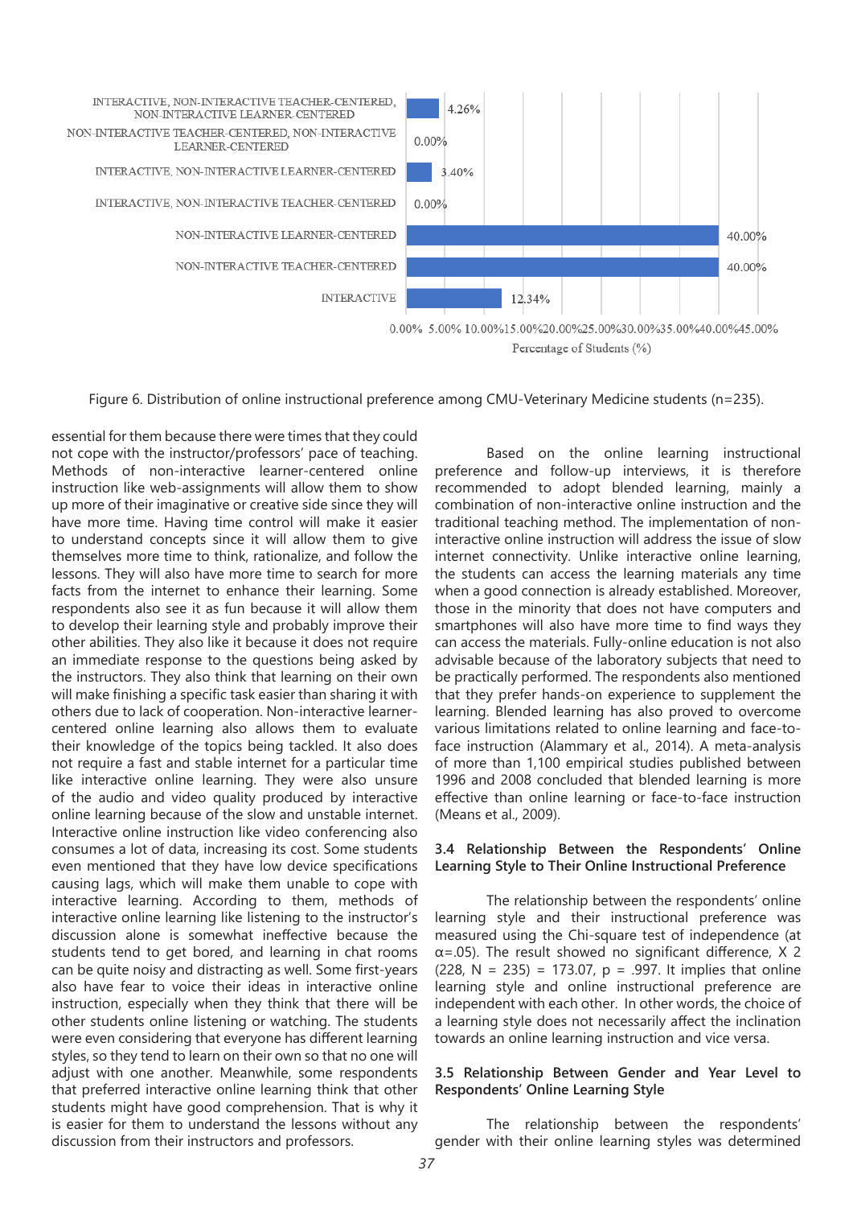Figure 6. Distribution of online instructional preference among CMU-Veterinary Medicine students (n=235).

essential for them because there were times that they could not cope with the instructor/professors' pace of teaching. Methods of non-interactive learner-centered online instruction like web-assignments will allow them to show up more of their imaginative or creative side since they will have more time. Having time control will make it easier to understand concepts since it will allow them to give themselves more time to think, rationalize, and follow the lessons. They will also have more time to search for more facts from the internet to enhance their learning. Some respondents also see it as fun because it will allow them to develop their learning style and probably improve their other abilities. They also like it because it does not require an immediate response to the questions being asked by the instructors. They also think that learning on their own will make finishing a specific task easier than sharing it with others due to lack of cooperation. Non-interactive learner-centered online learning also allows them to evaluate their knowledge of the topics being tackled. It also does not require a fast and stable internet for a particular time like interactive online learning. They were also unsure of the audio and video quality produced by interactive online learning because of the slow and unstable internet. Interactive online instruction like video conferencing also consumes a lot of data, increasing its cost. Some students even mentioned that they have low device specifications causing lags, which will make them unable to cope with interactive learning. According to them, methods of interactive online learning like listening to the instructor's discussion alone is somewhat ineffective because the students tend to get bored, and learning in chat rooms can be quite noisy and distracting as well. Some first-years also have fear to voice their ideas in interactive online instruction, especially when they think that there will be other students online listening or watching. The students were even considering that everyone has different learning styles, so they tend to learn on their own so that no one will adjust with one another. Meanwhile, some respondents that preferred interactive online learning think that other students might have good comprehension. That is why it is easier for them to understand the lessons without any discussion from their instructors and professors.

Based on the online learning instructional preference and follow-up interviews, it is therefore recommended to adopt blended learning, mainly a combination of non-interactive online instruction and the traditional teaching method. The implementation of non-interactive online instruction will address the issue of slow internet connectivity. Unlike interactive online learning, the students can access the learning materials any time when a good connection is already established. Moreover, those in the minority that does not have computers and smartphones will also have more time to find ways they can access the materials. Fully-online education is not also advisable because of the laboratory subjects that need to be practically performed. The respondents also mentioned that they prefer hands-on experience to supplement the learning. Blended learning has also proved to overcome various limitations related to online learning and face-to-face instruction (Alammary et al., 2014). A meta-analysis of more than 1,100 empirical studies published between 1996 and 2008 concluded that blended learning is more effective than online learning or face-to-face instruction (Means et al., 2009).

### 3.4 Relationship Between the Respondents' Online Learning Style to Their Online Instructional Preference

The relationship between the respondents' online learning style and their instructional preference was measured using the Chi-square test of independence (at $\alpha = .05$). The result showed no significant difference, $X^2$ (228, N = 235) = 173.07, p = .997. It implies that online learning style and online instructional preference are independent with each other. In other words, the choice of a learning style does not necessarily affect the inclination towards an online learning instruction and vice versa.

### 3.5 Relationship Between Gender and Year Level to Respondents' Online Learning Style

The relationship between the respondents' gender with their online learning styles was determined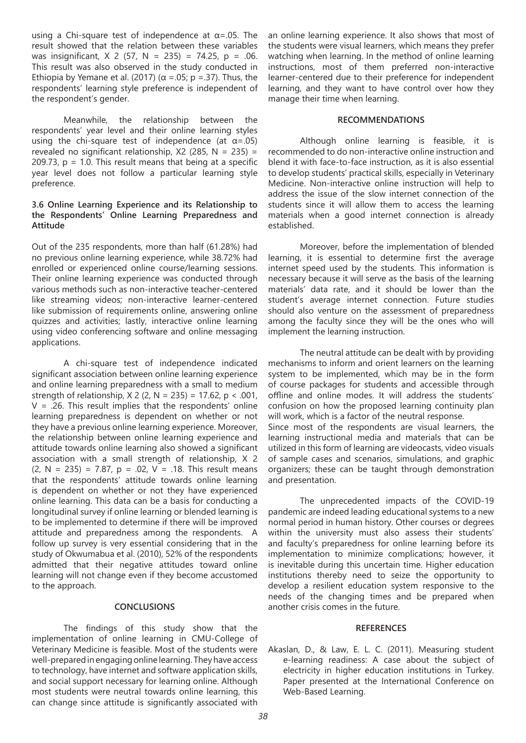using a Chi-square test of independence at $\alpha$=.05. The result showed that the relation between these variables was insignificant, $X^2$ (57, N = 235) = 74.25, p = .06. This result was also observed in the study conducted in Ethiopia by Yemane et al. (2017) ($\alpha$ =.05; p =.37). Thus, the respondents' learning style preference is independent of the respondent's gender.

Meanwhile, the relationship between the respondents' year level and their online learning styles using the chi-square test of independence (at $\alpha$=.05) revealed no significant relationship, $X2$ (285, N = 235) = 209.73, p = 1.0. This result means that being at a specific year level does not follow a particular learning style preference.

### 3.6 Online Learning Experience and its Relationship to the Respondents' Online Learning Preparedness and Attitude

Out of the 235 respondents, more than half (61.28%) had no previous online learning experience, while 38.72% had enrolled or experienced online course/learning sessions. Their online learning experience was conducted through various methods such as non-interactive teacher-centered like streaming videos; non-interactive learner-centered like submission of requirements online, answering online quizzes and activities; lastly, interactive online learning using video conferencing software and online messaging applications.

A chi-square test of independence indicated significant association between online learning experience and online learning preparedness with a small to medium strength of relationship, $X^2$ (2, N = 235) = 17.62, p < .001, V = .26. This result implies that the respondents' online learning preparedness is dependent on whether or not they have a previous online learning experience. Moreover, the relationship between online learning experience and attitude towards online learning also showed a significant association with a small strength of relationship, $X^2$ (2, N = 235) = 7.87, p = .02, V = .18. This result means that the respondents' attitude towards online learning is dependent on whether or not they have experienced online learning. This data can be a basis for conducting a longitudinal survey if online learning or blended learning is to be implemented to determine if there will be improved attitude and preparedness among the respondents. A follow up survey is very essential considering that in the study of Okwumabua et al. (2010), 52% of the respondents admitted that their negative attitudes toward online learning will not change even if they become accustomed to the approach.

## CONCLUSIONS

The findings of this study show that the implementation of online learning in CMU-College of Veterinary Medicine is feasible. Most of the students were well-prepared in engaging online learning. They have access to technology, have internet and software application skills, and social support necessary for learning online. Although most students were neutral towards online learning, this can change since attitude is significantly associated with an online learning experience. It also shows that most of the students were visual learners, which means they prefer watching when learning. In the method of online learning instructions, most of them preferred non-interactive learner-centered due to their preference for independent learning, and they want to have control over how they manage their time when learning.

## RECOMMENDATIONS

Although online learning is feasible, it is recommended to do non-interactive online instruction and blend it with face-to-face instruction, as it is also essential to develop students' practical skills, especially in Veterinary Medicine. Non-interactive online instruction will help to address the issue of the slow internet connection of the students since it will allow them to access the learning materials when a good internet connection is already established.

Moreover, before the implementation of blended learning, it is essential to determine first the average internet speed used by the students. This information is necessary because it will serve as the basis of the learning materials' data rate, and it should be lower than the student's average internet connection. Future studies should also venture on the assessment of preparedness among the faculty since they will be the ones who will implement the learning instruction.

The neutral attitude can be dealt with by providing mechanisms to inform and orient learners on the learning system to be implemented, which may be in the form of course packages for students and accessible through offline and online modes. It will address the students' confusion on how the proposed learning continuity plan will work, which is a factor of the neutral response.

Since most of the respondents are visual learners, the learning instructional media and materials that can be utilized in this form of learning are videocasts, video visuals of sample cases and scenarios, simulations, and graphic organizers; these can be taught through demonstration and presentation.

The unprecedented impacts of the COVID-19 pandemic are indeed leading educational systems to a new normal period in human history. Other courses or degrees within the university must also assess their students' and faculty's preparedness for online learning before its implementation to minimize complications; however, it is inevitable during this uncertain time. Higher education institutions thereby need to seize the opportunity to develop a resilient education system responsive to the needs of the changing times and be prepared when another crisis comes in the future.

## REFERENCES

Akaslan, D., & Law, E. L. C. (2011). Measuring student e-learning readiness: A case about the subject of electricity in higher education institutions in Turkey. Paper presented at the International Conference on Web-Based Learning.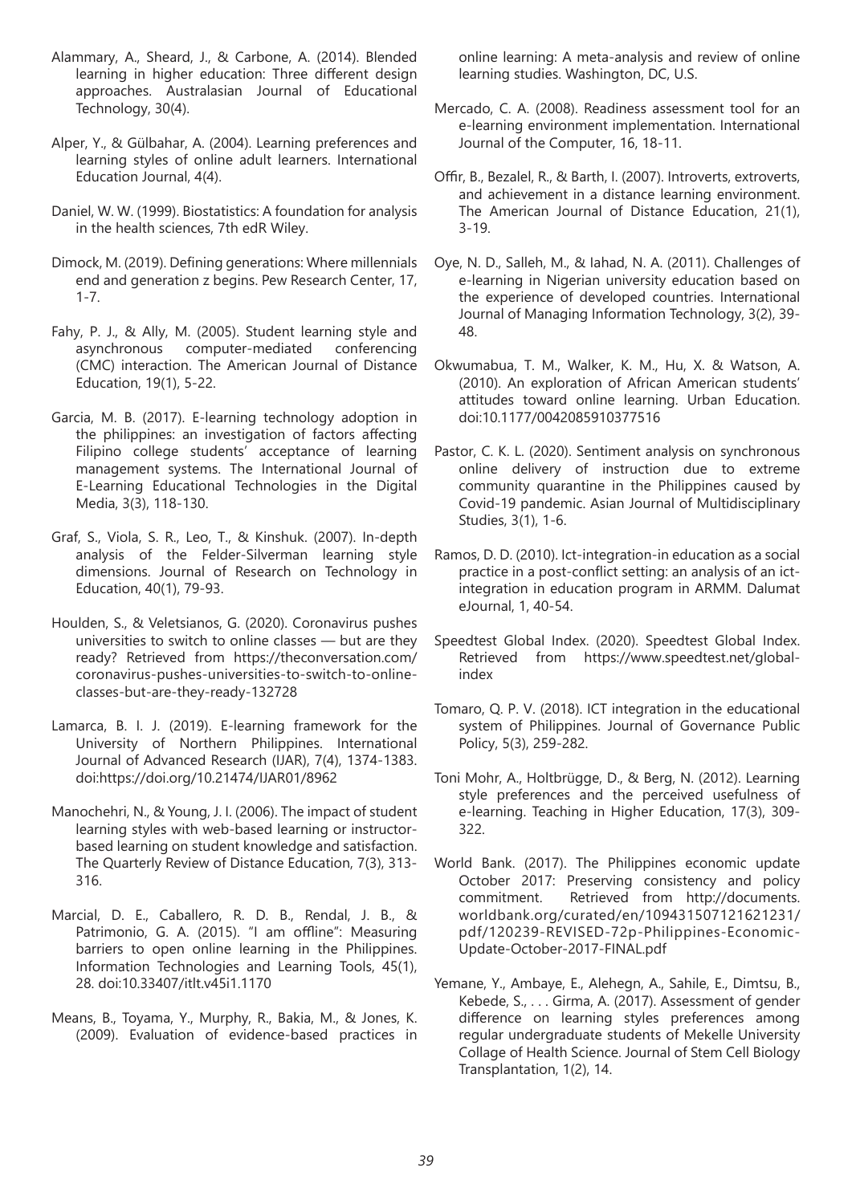Alammary, A., Sheard, J., & Carbone, A. (2014). Blended learning in higher education: Three different design approaches. Australasian Journal of Educational Technology, 30(4).

Alper, Y., & Gülbahar, A. (2004). Learning preferences and learning styles of online adult learners. International Education Journal, 4(4).

Daniel, W. W. (1999). Biostatistics: A foundation for analysis in the health sciences, 7th edR Wiley.

Dimock, M. (2019). Defining generations: Where millennials end and generation z begins. Pew Research Center, 17, 1-7.

Fahy, P. J., & Ally, M. (2005). Student learning style and asynchronous computer-mediated conferencing (CMC) interaction. The American Journal of Distance Education, 19(1), 5-22.

Garcia, M. B. (2017). E-learning technology adoption in the philippines: an investigation of factors affecting Filipino college students' acceptance of learning management systems. The International Journal of E-Learning Educational Technologies in the Digital Media, 3(3), 118-130.

Graf, S., Viola, S. R., Leo, T., & Kinshuk. (2007). In-depth analysis of the Felder-Silverman learning style dimensions. Journal of Research on Technology in Education, 40(1), 79-93.

Houlden, S., & Veletsianos, G. (2020). Coronavirus pushes universities to switch to online classes — but are they ready? Retrieved from https://theconversation.com/coronavirus-pushes-universities-to-switch-to-online-classes-but-are-they-ready-132728

Lamarca, B. I. J. (2019). E-learning framework for the University of Northern Philippines. International Journal of Advanced Research (IJAR), 7(4), 1374-1383. doi:https://doi.org/10.21474/IJAR01/8962

Manochehri, N., & Young, J. I. (2006). The impact of student learning styles with web-based learning or instructor-based learning on student knowledge and satisfaction. The Quarterly Review of Distance Education, 7(3), 313-316.

Marcial, D. E., Caballero, R. D. B., Rendal, J. B., & Patrimonio, G. A. (2015). "I am offline": Measuring barriers to open online learning in the Philippines. Information Technologies and Learning Tools, 45(1), 28. doi:10.33407/itlt.v45i1.1170

Means, B., Toyama, Y., Murphy, R., Bakia, M., & Jones, K. (2009). Evaluation of evidence-based practices in online learning: A meta-analysis and review of online learning studies. Washington, DC, U.S.

Mercado, C. A. (2008). Readiness assessment tool for an e-learning environment implementation. International Journal of the Computer, 16, 18-11.

Offir, B., Bezalel, R., & Barth, I. (2007). Introverts, extroverts, and achievement in a distance learning environment. The American Journal of Distance Education, 21(1), 3-19.

Oye, N. D., Salleh, M., & Iahad, N. A. (2011). Challenges of e-learning in Nigerian university education based on the experience of developed countries. International Journal of Managing Information Technology, 3(2), 39-48.

Okwumabua, T. M., Walker, K. M., Hu, X. & Watson, A. (2010). An exploration of African American students' attitudes toward online learning. Urban Education. doi:10.1177/0042085910377516

Pastor, C. K. L. (2020). Sentiment analysis on synchronous online delivery of instruction due to extreme community quarantine in the Philippines caused by Covid-19 pandemic. Asian Journal of Multidisciplinary Studies, 3(1), 1-6.

Ramos, D. D. (2010). Ict-integration-in education as a social practice in a post-conflict setting: an analysis of an ict-integration in education program in ARMM. Dalumat eJournal, 1, 40-54.

Speedtest Global Index. (2020). Speedtest Global Index. Retrieved from https://www.speedtest.net/global-index

Tomaro, Q. P. V. (2018). ICT integration in the educational system of Philippines. Journal of Governance Public Policy, 5(3), 259-282.

Toni Mohr, A., Holtbrügge, D., & Berg, N. (2012). Learning style preferences and the perceived usefulness of e-learning. Teaching in Higher Education, 17(3), 309-322.

World Bank. (2017). The Philippines economic update October 2017: Preserving consistency and policy commitment. Retrieved from http://documents.worldbank.org/curated/en/109431507121621231/pdf/120239-REVISED-72p-Philippines-Economic-Update-October-2017-FINAL.pdf

Yemane, Y., Ambaye, E., Alehegn, A., Sahile, E., Dimtsu, B., Kebede, S., . . . Girma, A. (2017). Assessment of gender difference on learning styles preferences among regular undergraduate students of Mekelle University Collage of Health Science. Journal of Stem Cell Biology Transplantation, 1(2), 14.